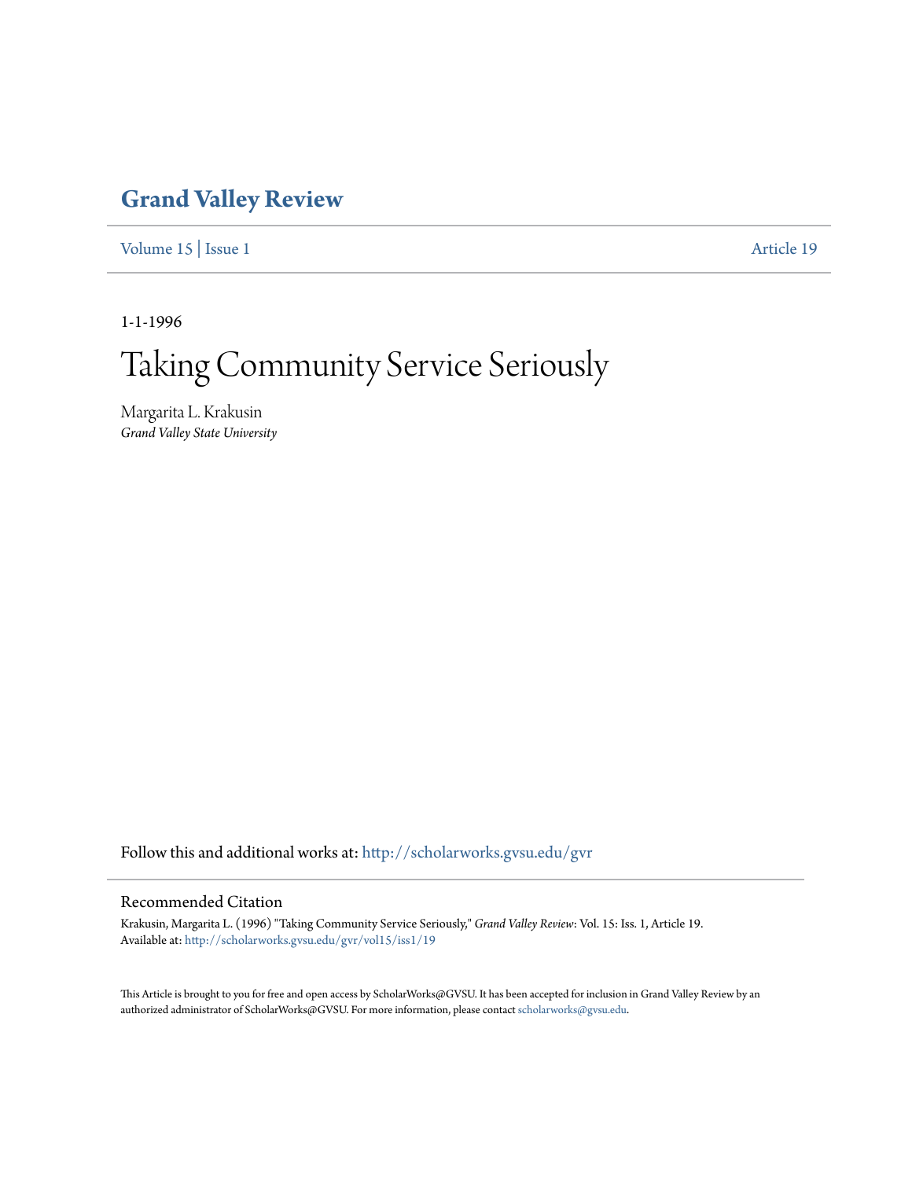# Grand Valley Review

Volume 15 | Issue 1 — Article 19

1-1-1996

# Taking Community Service Seriously

Margarita L. Krakusin
*Grand Valley State University*

Follow this and additional works at: http://scholarworks.gvsu.edu/gvr

## Recommended Citation

Krakusin, Margarita L. (1996) "Taking Community Service Seriously," *Grand Valley Review*: Vol. 15: Iss. 1, Article 19.
Available at: http://scholarworks.gvsu.edu/gvr/vol15/iss1/19

This Article is brought to you for free and open access by ScholarWorks@GVSU. It has been accepted for inclusion in Grand Valley Review by an authorized administrator of ScholarWorks@GVSU. For more information, please contact scholarworks@gvsu.edu.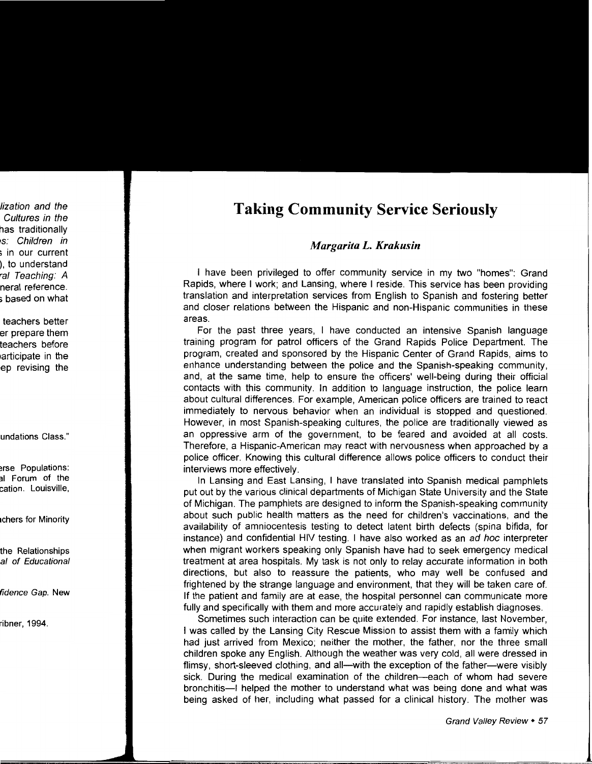# Taking Community Service Seriously

*Margarita L. Krakusin*

I have been privileged to offer community service in my two "homes": Grand Rapids, where I work; and Lansing, where I reside. This service has been providing translation and interpretation services from English to Spanish and fostering better and closer relations between the Hispanic and non-Hispanic communities in these areas.

For the past three years, I have conducted an intensive Spanish language training program for patrol officers of the Grand Rapids Police Department. The program, created and sponsored by the Hispanic Center of Grand Rapids, aims to enhance understanding between the police and the Spanish-speaking community, and, at the same time, help to ensure the officers' well-being during their official contacts with this community. In addition to language instruction, the police learn about cultural differences. For example, American police officers are trained to react immediately to nervous behavior when an individual is stopped and questioned. However, in most Spanish-speaking cultures, the police are traditionally viewed as an oppressive arm of the government, to be feared and avoided at all costs. Therefore, a Hispanic-American may react with nervousness when approached by a police officer. Knowing this cultural difference allows police officers to conduct their interviews more effectively.

In Lansing and East Lansing, I have translated into Spanish medical pamphlets put out by the various clinical departments of Michigan State University and the State of Michigan. The pamphlets are designed to inform the Spanish-speaking community about such public health matters as the need for children's vaccinations, and the availability of amniocentesis testing to detect latent birth defects (spina bifida, for instance) and confidential HIV testing. I have also worked as an *ad hoc* interpreter when migrant workers speaking only Spanish have had to seek emergency medical treatment at area hospitals. My task is not only to relay accurate information in both directions, but also to reassure the patients, who may well be confused and frightened by the strange language and environment, that they will be taken care of. If the patient and family are at ease, the hospital personnel can communicate more fully and specifically with them and more accurately and rapidly establish diagnoses.

Sometimes such interaction can be quite extended. For instance, last November, I was called by the Lansing City Rescue Mission to assist them with a family which had just arrived from Mexico; neither the mother, the father, nor the three small children spoke any English. Although the weather was very cold, all were dressed in flimsy, short-sleeved clothing, and all—with the exception of the father—were visibly sick. During the medical examination of the children—each of whom had severe bronchitis—I helped the mother to understand what was being done and what was being asked of her, including what passed for a clinical history. The mother was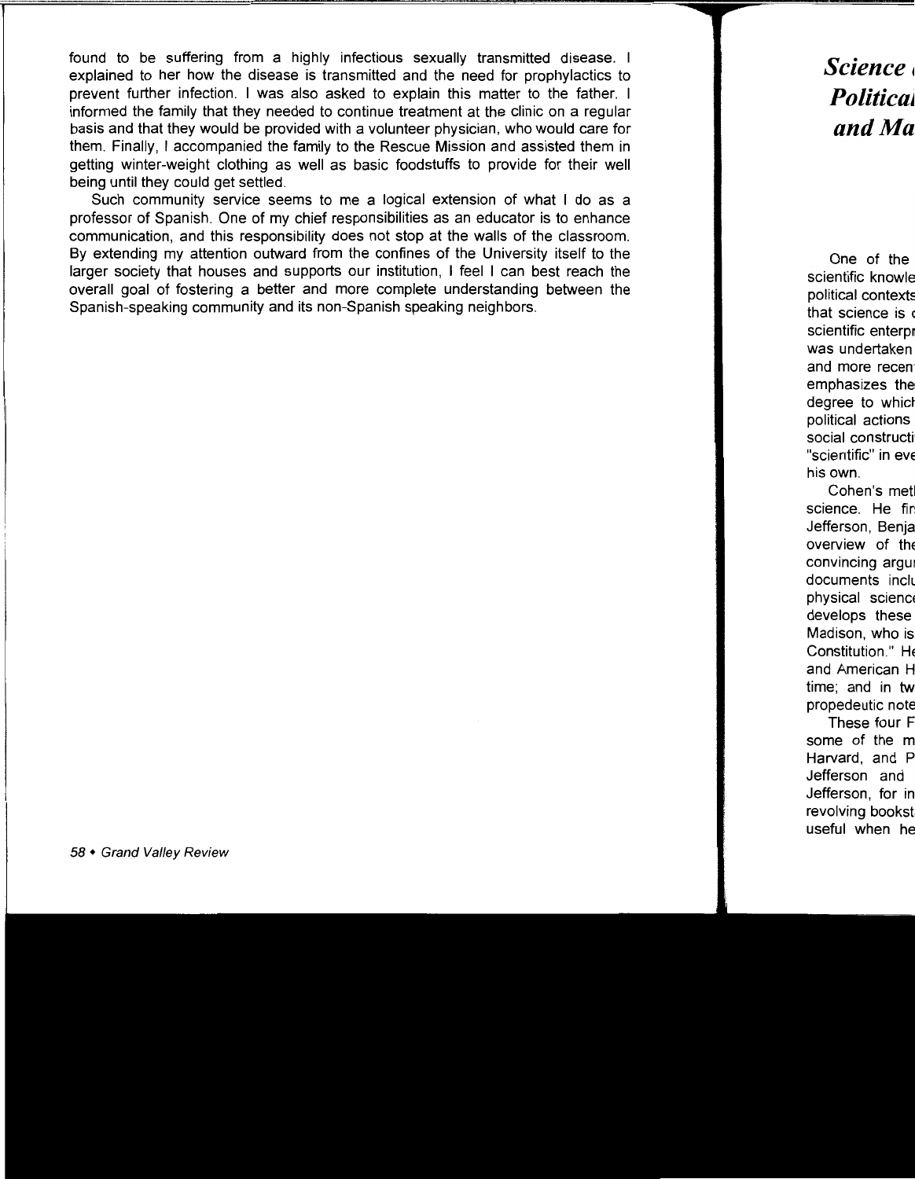found to be suffering from a highly infectious sexually transmitted disease. I explained to her how the disease is transmitted and the need for prophylactics to prevent further infection. I was also asked to explain this matter to the father. I informed the family that they needed to continue treatment at the clinic on a regular basis and that they would be provided with a volunteer physician, who would care for them. Finally, I accompanied the family to the Rescue Mission and assisted them in getting winter-weight clothing as well as basic foodstuffs to provide for their well being until they could get settled.

Such community service seems to me a logical extension of what I do as a professor of Spanish. One of my chief responsibilities as an educator is to enhance communication, and this responsibility does not stop at the walls of the classroom. By extending my attention outward from the confines of the University itself to the larger society that houses and supports our institution, I feel I can best reach the overall goal of fostering a better and more complete understanding between the Spanish-speaking community and its non-Spanish speaking neighbors.